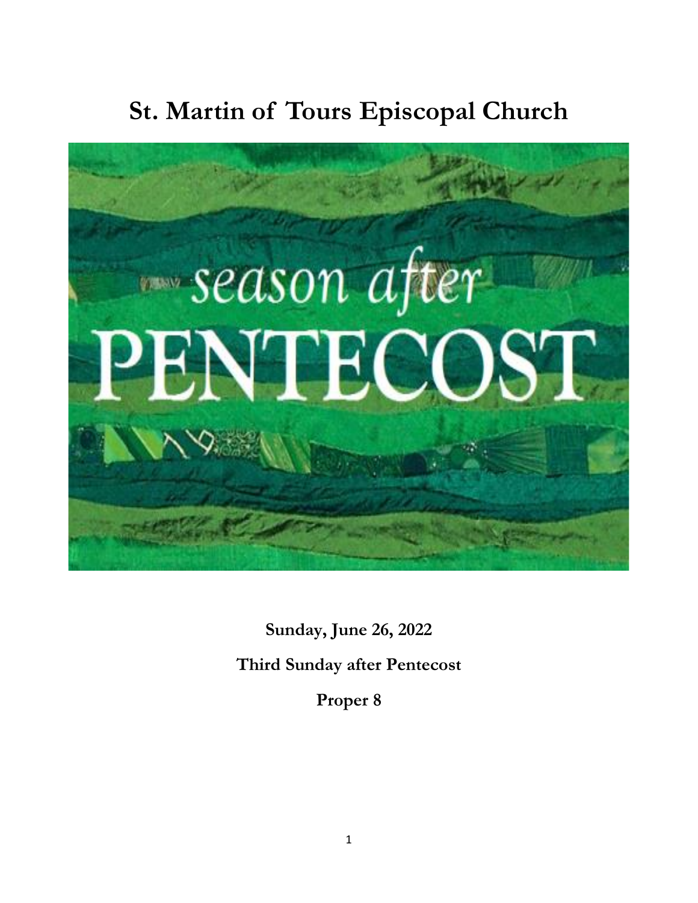# St. Martin of Tours Episcopal Church

season after

PENTECOST

**Sunday, June 26, 2022**

**Third Sunday after Pentecost**

**Proper 8**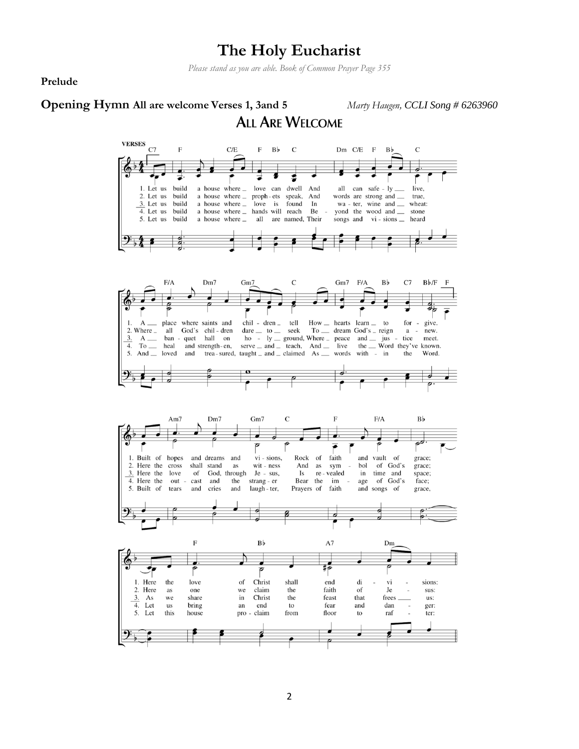# The Holy Eucharist

*Please stand as you are able. Book of Common Prayer Page 355*

**Prelude**

## Opening Hymn All are welcome Verses 1, 3and 5

*Marty Haugen, CCLI Song # 6263960*

### All Are Welcome

VERSES

1. Let us build a house where love can dwell And all can safe - ly live, A place where saints and chil - dren tell How hearts learn to for - give. Built of hopes and dreams and vi - sions, Rock of faith and vault of grace; Here the love of Christ shall end di - vi - sions:

2. Let us build a house where proph - ets speak, And words are strong and true, Where all God's chil - dren dare to seek To dream God's reign a - new. Here the cross shall stand as wit - ness And as sym - bol of God's grace; Here as one we claim the faith of Je - sus:

3. Let us build a house where love is found In wa - ter, wine and wheat: A ban - quet hall on ho - ly ground, Where peace and jus - tice meet. Here the love of God, through Je - sus, Is re - vealed in time and space; As we share in Christ the feast that frees us:

4. Let us build a house where hands will reach Be - yond the wood and stone To heal and strength - en, serve and teach, And live the Word they've known. Here the out - cast and the strang - er Bear the im - age of God's face; Let us bring an end to fear and dan - ger:

5. Let us build a house where all are named, Their songs and vi - sions heard And loved and trea - sured, taught and claimed As words with - in the Word. Built of tears and cries and laugh - ter, Prayers of faith and songs of grace, Let this house pro - claim from floor to raf - ter: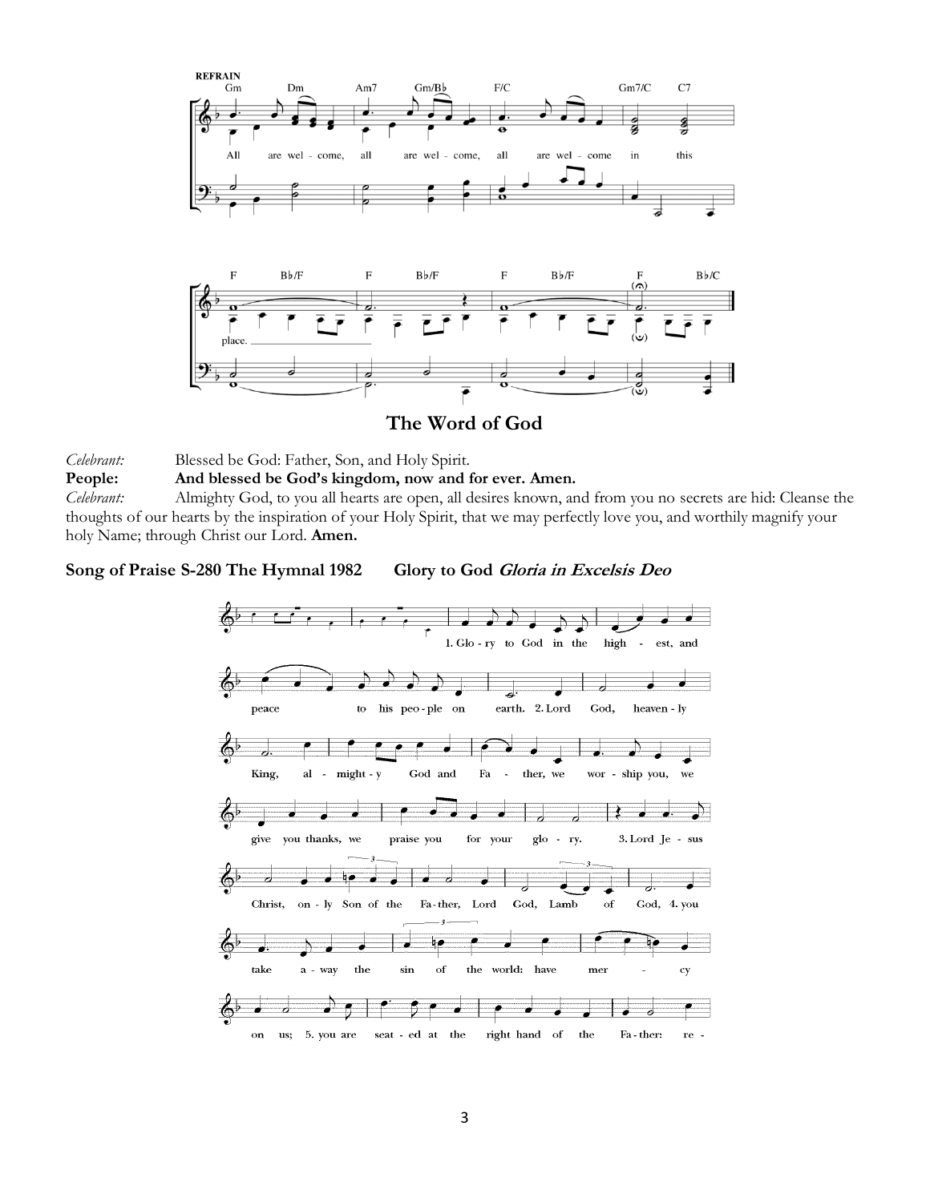## The Word of God

*Celebrant:* Blessed be God: Father, Son, and Holy Spirit.

**People: And blessed be God's kingdom, now and for ever. Amen.**

*Celebrant:* Almighty God, to you all hearts are open, all desires known, and from you no secrets are hid: Cleanse the thoughts of our hearts by the inspiration of your Holy Spirit, that we may perfectly love you, and worthily magnify your holy Name; through Christ our Lord. **Amen.**

**Song of Praise S-280 The Hymnal 1982 Glory to God *Gloria in Excelsis Deo***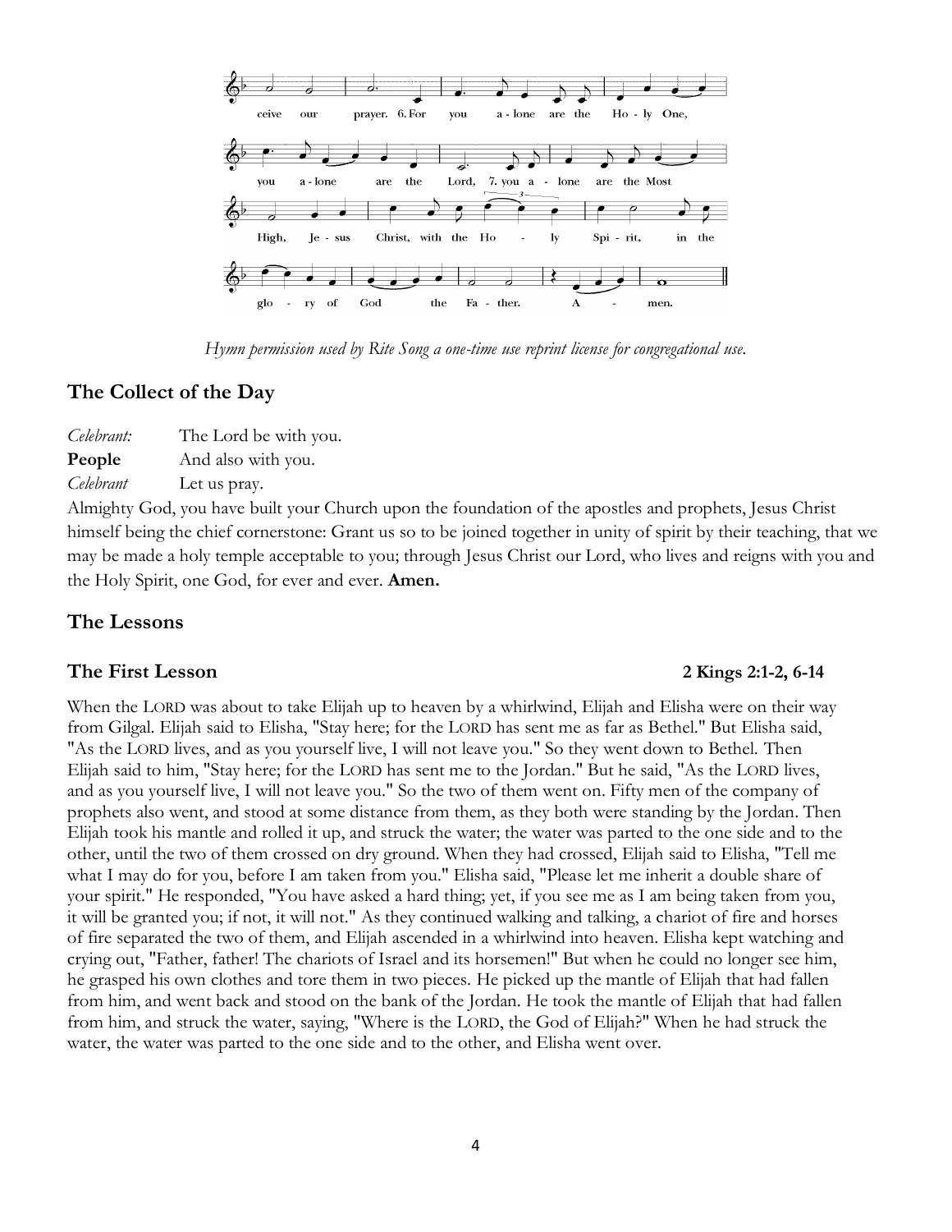ceive our prayer. 6. For you a - lone are the Ho - ly One,

you a - lone are the Lord, 7. you a - lone are the Most

High, Je - sus Christ, with the Ho - ly Spi - rit, in the

glo - ry of God the Fa - ther. A - men.

*Hymn permission used by Rite Song a one-time use reprint license for congregational use.*

## The Collect of the Day

*Celebrant:* The Lord be with you.
**People** And also with you.
*Celebrant* Let us pray.

Almighty God, you have built your Church upon the foundation of the apostles and prophets, Jesus Christ himself being the chief cornerstone: Grant us so to be joined together in unity of spirit by their teaching, that we may be made a holy temple acceptable to you; through Jesus Christ our Lord, who lives and reigns with you and the Holy Spirit, one God, for ever and ever. **Amen.**

## The Lessons

### The First Lesson — 2 Kings 2:1-2, 6-14

When the LORD was about to take Elijah up to heaven by a whirlwind, Elijah and Elisha were on their way from Gilgal. Elijah said to Elisha, "Stay here; for the LORD has sent me as far as Bethel." But Elisha said, "As the LORD lives, and as you yourself live, I will not leave you." So they went down to Bethel. Then Elijah said to him, "Stay here; for the LORD has sent me to the Jordan." But he said, "As the LORD lives, and as you yourself live, I will not leave you." So the two of them went on. Fifty men of the company of prophets also went, and stood at some distance from them, as they both were standing by the Jordan. Then Elijah took his mantle and rolled it up, and struck the water; the water was parted to the one side and to the other, until the two of them crossed on dry ground. When they had crossed, Elijah said to Elisha, "Tell me what I may do for you, before I am taken from you." Elisha said, "Please let me inherit a double share of your spirit." He responded, "You have asked a hard thing; yet, if you see me as I am being taken from you, it will be granted you; if not, it will not." As they continued walking and talking, a chariot of fire and horses of fire separated the two of them, and Elijah ascended in a whirlwind into heaven. Elisha kept watching and crying out, "Father, father! The chariots of Israel and its horsemen!" But when he could no longer see him, he grasped his own clothes and tore them in two pieces. He picked up the mantle of Elijah that had fallen from him, and went back and stood on the bank of the Jordan. He took the mantle of Elijah that had fallen from him, and struck the water, saying, "Where is the LORD, the God of Elijah?" When he had struck the water, the water was parted to the one side and to the other, and Elisha went over.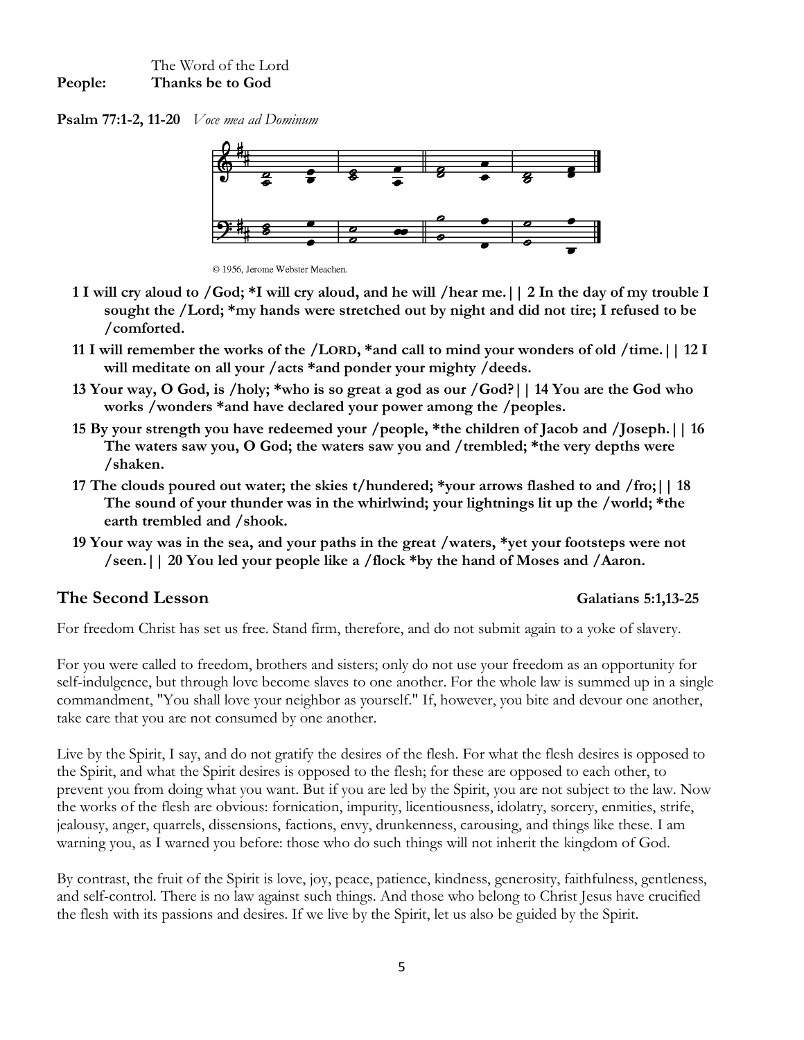The Word of the Lord
**People:** **Thanks be to God**

**Psalm 77:1-2, 11-20** *Voce mea ad Dominum*

© 1956, Jerome Webster Meachen.

**1 I will cry aloud to /God; *I will cry aloud, and he will /hear me.|| 2 In the day of my trouble I sought the /Lord; *my hands were stretched out by night and did not tire; I refused to be /comforted.**

**11 I will remember the works of the /LORD, *and call to mind your wonders of old /time.|| 12 I will meditate on all your /acts *and ponder your mighty /deeds.**

**13 Your way, O God, is /holy; *who is so great a god as our /God?|| 14 You are the God who works /wonders *and have declared your power among the /peoples.**

**15 By your strength you have redeemed your /people, *the children of Jacob and /Joseph.|| 16 The waters saw you, O God; the waters saw you and /trembled; *the very depths were /shaken.**

**17 The clouds poured out water; the skies t/hundered; *your arrows flashed to and /fro;|| 18 The sound of your thunder was in the whirlwind; your lightnings lit up the /world; *the earth trembled and /shook.**

**19 Your way was in the sea, and your paths in the great /waters, *yet your footsteps were not /seen.|| 20 You led your people like a /flock *by the hand of Moses and /Aaron.**

## The Second Lesson — Galatians 5:1,13-25

For freedom Christ has set us free. Stand firm, therefore, and do not submit again to a yoke of slavery.

For you were called to freedom, brothers and sisters; only do not use your freedom as an opportunity for self-indulgence, but through love become slaves to one another. For the whole law is summed up in a single commandment, "You shall love your neighbor as yourself." If, however, you bite and devour one another, take care that you are not consumed by one another.

Live by the Spirit, I say, and do not gratify the desires of the flesh. For what the flesh desires is opposed to the Spirit, and what the Spirit desires is opposed to the flesh; for these are opposed to each other, to prevent you from doing what you want. But if you are led by the Spirit, you are not subject to the law. Now the works of the flesh are obvious: fornication, impurity, licentiousness, idolatry, sorcery, enmities, strife, jealousy, anger, quarrels, dissensions, factions, envy, drunkenness, carousing, and things like these. I am warning you, as I warned you before: those who do such things will not inherit the kingdom of God.

By contrast, the fruit of the Spirit is love, joy, peace, patience, kindness, generosity, faithfulness, gentleness, and self-control. There is no law against such things. And those who belong to Christ Jesus have crucified the flesh with its passions and desires. If we live by the Spirit, let us also be guided by the Spirit.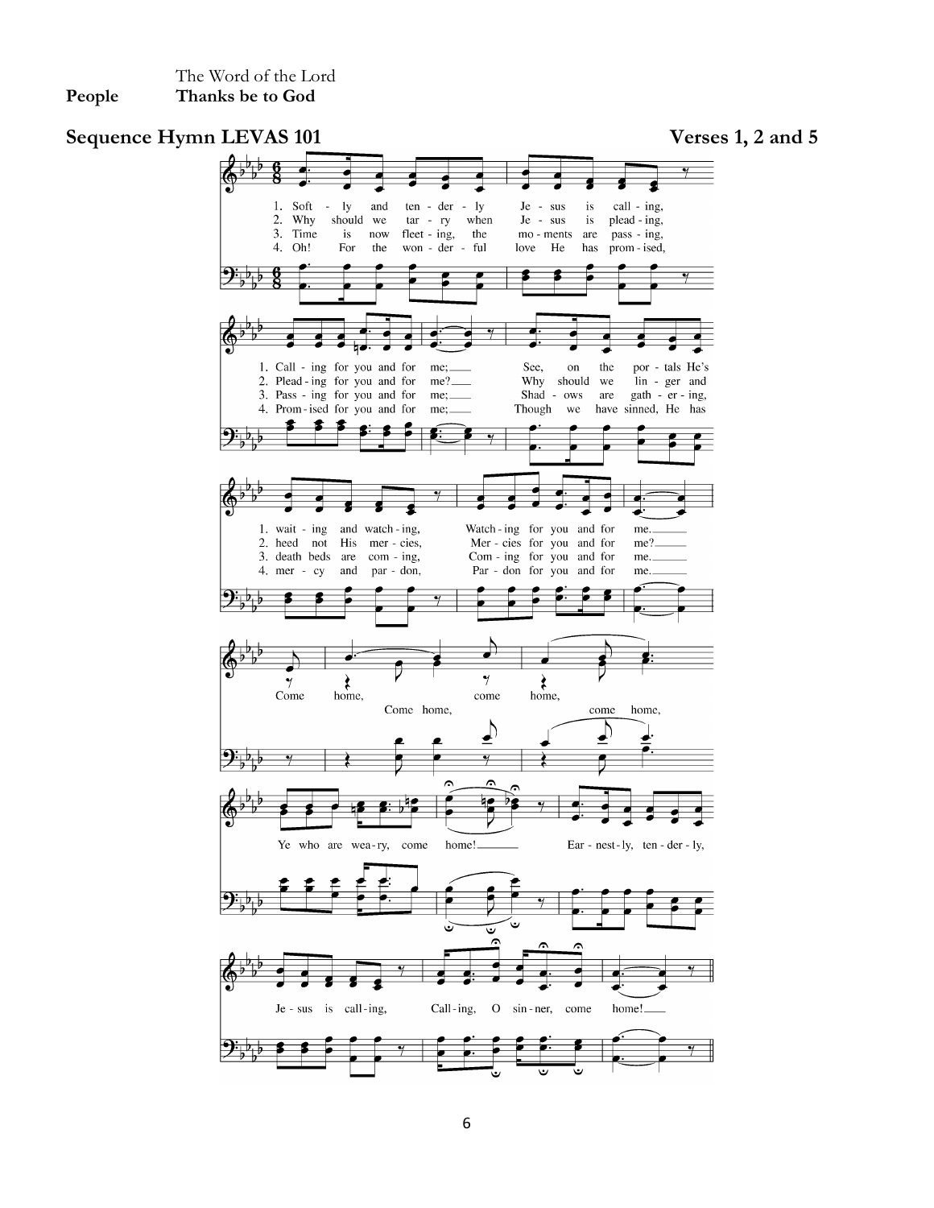The Word of the Lord

**People** **Thanks be to God**

## Sequence Hymn LEVAS 101 — Verses 1, 2 and 5

1. Softly and tenderly Jesus is calling,
Calling for you and for me;
See, on the portals He's waiting and watching,
Watching for you and for me.

2. Why should we tarry when Jesus is pleading,
Pleading for you and for me?
Why should we linger and heed not His mercies,
Mercies for you and for me?

3. Time is now fleeting, the moments are passing,
Passing for you and for me;
Shadows are gathering, death beds are coming,
Coming for you and for me.

4. Oh! For the wonderful love He has promised,
Promised for you and for me;
Though we have sinned, He has mercy and pardon,
Pardon for you and for me.

*Refrain:*
Come home, come home,
Come home, come home,
Ye who are weary, come home!
Earnestly, tenderly, Jesus is calling,
Calling, O sinner, come home!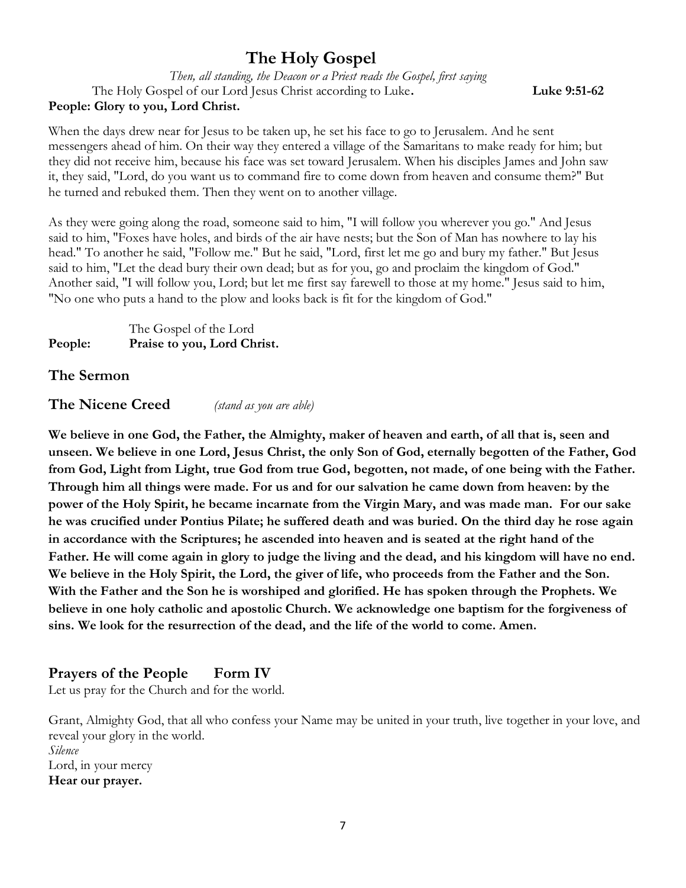# The Holy Gospel

*Then, all standing, the Deacon or a Priest reads the Gospel, first saying*

The Holy Gospel of our Lord Jesus Christ according to Luke. **Luke 9:51-62**

**People: Glory to you, Lord Christ.**

When the days drew near for Jesus to be taken up, he set his face to go to Jerusalem. And he sent messengers ahead of him. On their way they entered a village of the Samaritans to make ready for him; but they did not receive him, because his face was set toward Jerusalem. When his disciples James and John saw it, they said, "Lord, do you want us to command fire to come down from heaven and consume them?" But he turned and rebuked them. Then they went on to another village.

As they were going along the road, someone said to him, "I will follow you wherever you go." And Jesus said to him, "Foxes have holes, and birds of the air have nests; but the Son of Man has nowhere to lay his head." To another he said, "Follow me." But he said, "Lord, first let me go and bury my father." But Jesus said to him, "Let the dead bury their own dead; but as for you, go and proclaim the kingdom of God." Another said, "I will follow you, Lord; but let me first say farewell to those at my home." Jesus said to him, "No one who puts a hand to the plow and looks back is fit for the kingdom of God."

The Gospel of the Lord

**People: Praise to you, Lord Christ.**

## The Sermon

## The Nicene Creed *(stand as you are able)*

**We believe in one God, the Father, the Almighty, maker of heaven and earth, of all that is, seen and unseen. We believe in one Lord, Jesus Christ, the only Son of God, eternally begotten of the Father, God from God, Light from Light, true God from true God, begotten, not made, of one being with the Father. Through him all things were made. For us and for our salvation he came down from heaven: by the power of the Holy Spirit, he became incarnate from the Virgin Mary, and was made man. For our sake he was crucified under Pontius Pilate; he suffered death and was buried. On the third day he rose again in accordance with the Scriptures; he ascended into heaven and is seated at the right hand of the Father. He will come again in glory to judge the living and the dead, and his kingdom will have no end. We believe in the Holy Spirit, the Lord, the giver of life, who proceeds from the Father and the Son. With the Father and the Son he is worshiped and glorified. He has spoken through the Prophets. We believe in one holy catholic and apostolic Church. We acknowledge one baptism for the forgiveness of sins. We look for the resurrection of the dead, and the life of the world to come. Amen.**

## Prayers of the People Form IV

Let us pray for the Church and for the world.

Grant, Almighty God, that all who confess your Name may be united in your truth, live together in your love, and reveal your glory in the world.

*Silence*

Lord, in your mercy

**Hear our prayer.**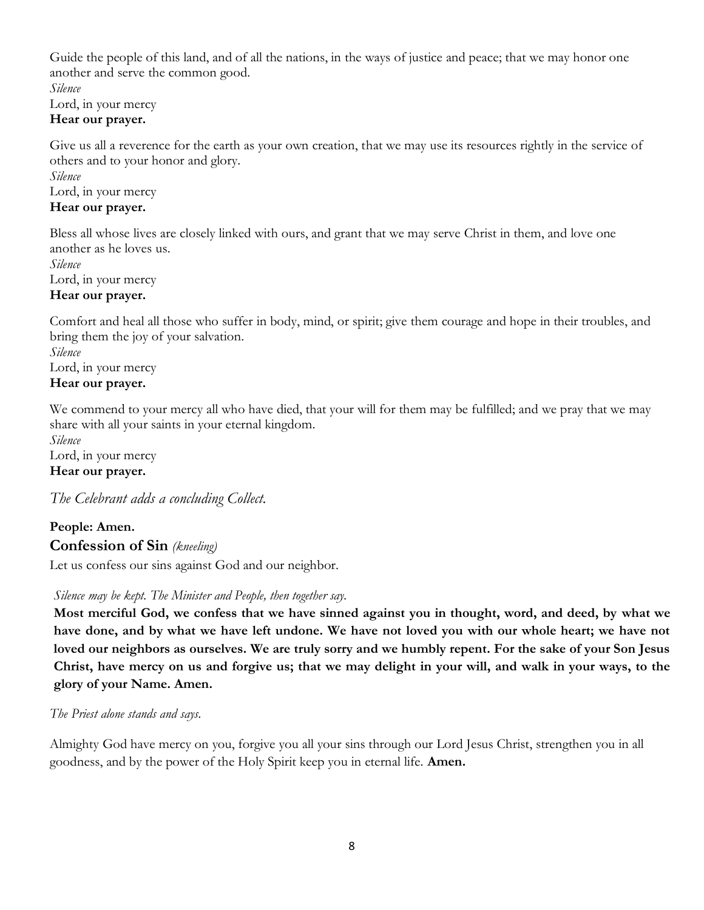Guide the people of this land, and of all the nations, in the ways of justice and peace; that we may honor one another and serve the common good.
*Silence*
Lord, in your mercy
**Hear our prayer.**

Give us all a reverence for the earth as your own creation, that we may use its resources rightly in the service of others and to your honor and glory.
*Silence*
Lord, in your mercy
**Hear our prayer.**

Bless all whose lives are closely linked with ours, and grant that we may serve Christ in them, and love one another as he loves us.
*Silence*
Lord, in your mercy
**Hear our prayer.**

Comfort and heal all those who suffer in body, mind, or spirit; give them courage and hope in their troubles, and bring them the joy of your salvation.
*Silence*
Lord, in your mercy
**Hear our prayer.**

We commend to your mercy all who have died, that your will for them may be fulfilled; and we pray that we may share with all your saints in your eternal kingdom.
*Silence*
Lord, in your mercy
**Hear our prayer.**

*The Celebrant adds a concluding Collect.*

**People: Amen.**

## Confession of Sin *(kneeling)*

Let us confess our sins against God and our neighbor.

*Silence may be kept. The Minister and People, then together say.*

**Most merciful God, we confess that we have sinned against you in thought, word, and deed, by what we have done, and by what we have left undone. We have not loved you with our whole heart; we have not loved our neighbors as ourselves. We are truly sorry and we humbly repent. For the sake of your Son Jesus Christ, have mercy on us and forgive us; that we may delight in your will, and walk in your ways, to the glory of your Name. Amen.**

*The Priest alone stands and says.*

Almighty God have mercy on you, forgive you all your sins through our Lord Jesus Christ, strengthen you in all goodness, and by the power of the Holy Spirit keep you in eternal life. **Amen.**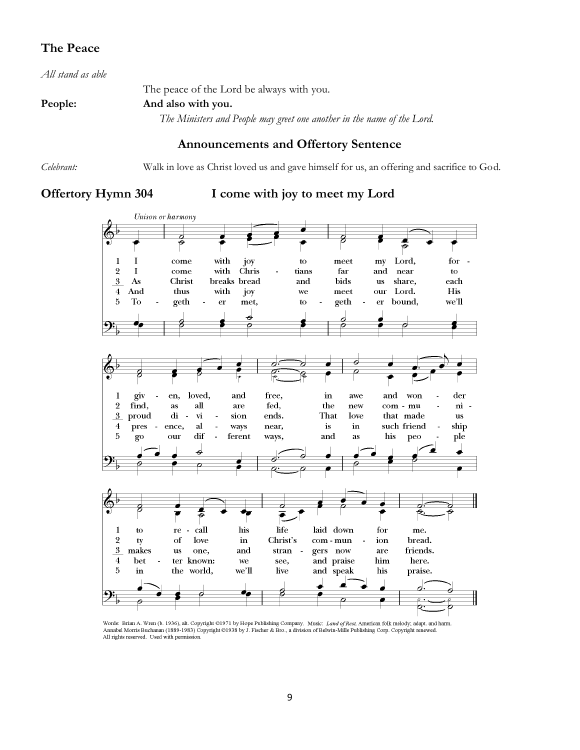## The Peace

*All stand as able*

The peace of the Lord be always with you.

**People:** **And also with you.**

*The Ministers and People may greet one another in the name of the Lord.*

### Announcements and Offertory Sentence

*Celebrant:* Walk in love as Christ loved us and gave himself for us, an offering and sacrifice to God.

## Offertory Hymn 304 — I come with joy to meet my Lord

*Unison or harmony*

1 I come with joy to meet my Lord, forgiven, loved, and free, in awe and wonder to recall his life laid down for me.

2 I come with Christians far and near to find, as all are fed, the new community of love in Christ's communion bread.

3 As Christ breaks bread and bids us share, each proud division ends. That love that made us makes us one, and strangers now are friends.

4 And thus with joy we meet our Lord. His presence, always near, is in such friendship better known: we see, and praise him here.

5 Together met, together bound, we'll go our different ways, and as his people in the world, we'll live and speak his praise.

Words: Brian A. Wren (b. 1936), alt. Copyright ©1971 by Hope Publishing Company. Music: *Land of Rest,* American folk melody; adapt. and harm. Annabel Morris Buchanan (1889-1983) Copyright ©1938 by J. Fischer & Bro., a division of Belwin-Mills Publishing Corp. Copyright renewed. All rights reserved. Used with permission.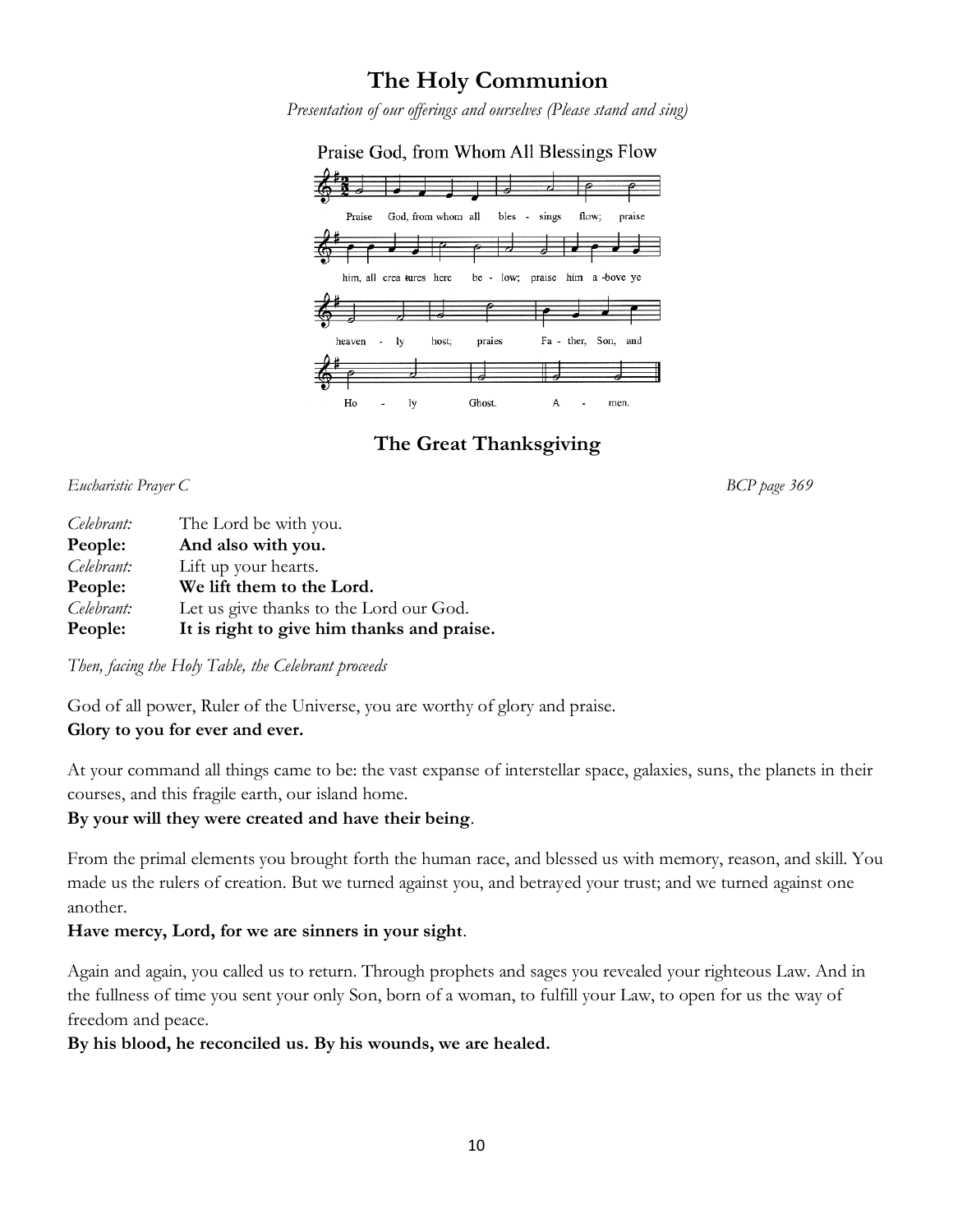# The Holy Communion

*Presentation of our offerings and ourselves (Please stand and sing)*

Praise God, from Whom All Blessings Flow

Praise God, from whom all bles - sings flow; praise him, all crea tures here be - low; praise him a -bove ye heaven - ly host; praies Fa - ther, Son, and Ho - ly Ghost. A - men.

## The Great Thanksgiving

*Eucharistic Prayer C* *BCP page 369*

*Celebrant:* The Lord be with you.
**People: And also with you.**
*Celebrant:* Lift up your hearts.
**People: We lift them to the Lord.**
*Celebrant:* Let us give thanks to the Lord our God.
**People: It is right to give him thanks and praise.**

*Then, facing the Holy Table, the Celebrant proceeds*

God of all power, Ruler of the Universe, you are worthy of glory and praise.
**Glory to you for ever and ever.**

At your command all things came to be: the vast expanse of interstellar space, galaxies, suns, the planets in their courses, and this fragile earth, our island home.
**By your will they were created and have their being**.

From the primal elements you brought forth the human race, and blessed us with memory, reason, and skill. You made us the rulers of creation. But we turned against you, and betrayed your trust; and we turned against one another.
**Have mercy, Lord, for we are sinners in your sight**.

Again and again, you called us to return. Through prophets and sages you revealed your righteous Law. And in the fullness of time you sent your only Son, born of a woman, to fulfill your Law, to open for us the way of freedom and peace.
**By his blood, he reconciled us. By his wounds, we are healed.**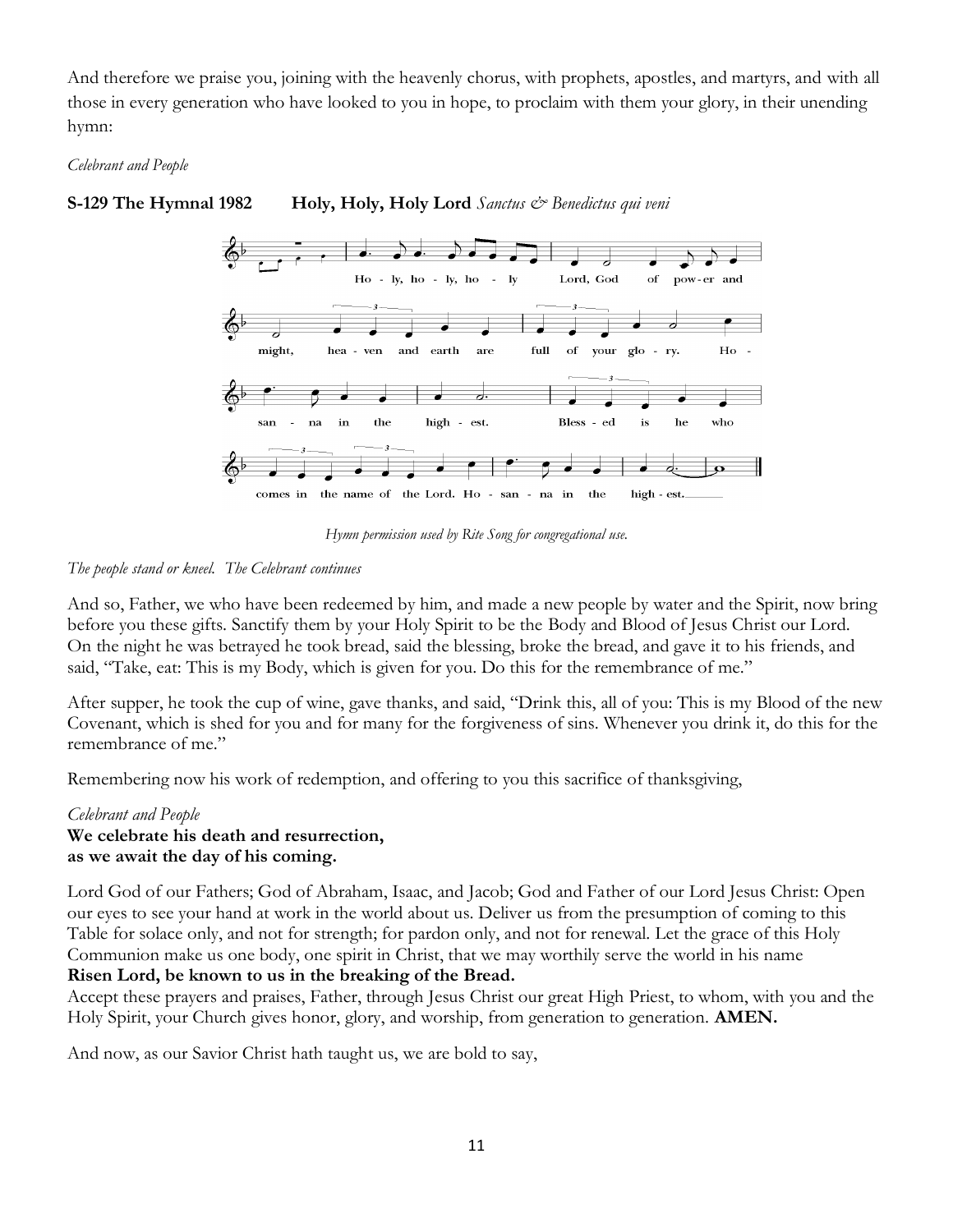And therefore we praise you, joining with the heavenly chorus, with prophets, apostles, and martyrs, and with all those in every generation who have looked to you in hope, to proclaim with them your glory, in their unending hymn:

*Celebrant and People*

**S-129 The Hymnal 1982 Holy, Holy, Holy Lord** *Sanctus & Benedictus qui veni*

Ho - ly, ho - ly, ho - ly Lord, God of pow - er and might, hea - ven and earth are full of your glo - ry. Ho - san - na in the high - est. Bless - ed is he who comes in the name of the Lord. Ho - san - na in the high - est.

*Hymn permission used by Rite Song for congregational use.*

*The people stand or kneel. The Celebrant continues*

And so, Father, we who have been redeemed by him, and made a new people by water and the Spirit, now bring before you these gifts. Sanctify them by your Holy Spirit to be the Body and Blood of Jesus Christ our Lord. On the night he was betrayed he took bread, said the blessing, broke the bread, and gave it to his friends, and said, "Take, eat: This is my Body, which is given for you. Do this for the remembrance of me."

After supper, he took the cup of wine, gave thanks, and said, "Drink this, all of you: This is my Blood of the new Covenant, which is shed for you and for many for the forgiveness of sins. Whenever you drink it, do this for the remembrance of me."

Remembering now his work of redemption, and offering to you this sacrifice of thanksgiving,

*Celebrant and People*
**We celebrate his death and resurrection,**
**as we await the day of his coming.**

Lord God of our Fathers; God of Abraham, Isaac, and Jacob; God and Father of our Lord Jesus Christ: Open our eyes to see your hand at work in the world about us. Deliver us from the presumption of coming to this Table for solace only, and not for strength; for pardon only, and not for renewal. Let the grace of this Holy Communion make us one body, one spirit in Christ, that we may worthily serve the world in his name
**Risen Lord, be known to us in the breaking of the Bread.**
Accept these prayers and praises, Father, through Jesus Christ our great High Priest, to whom, with you and the Holy Spirit, your Church gives honor, glory, and worship, from generation to generation. **AMEN.**

And now, as our Savior Christ hath taught us, we are bold to say,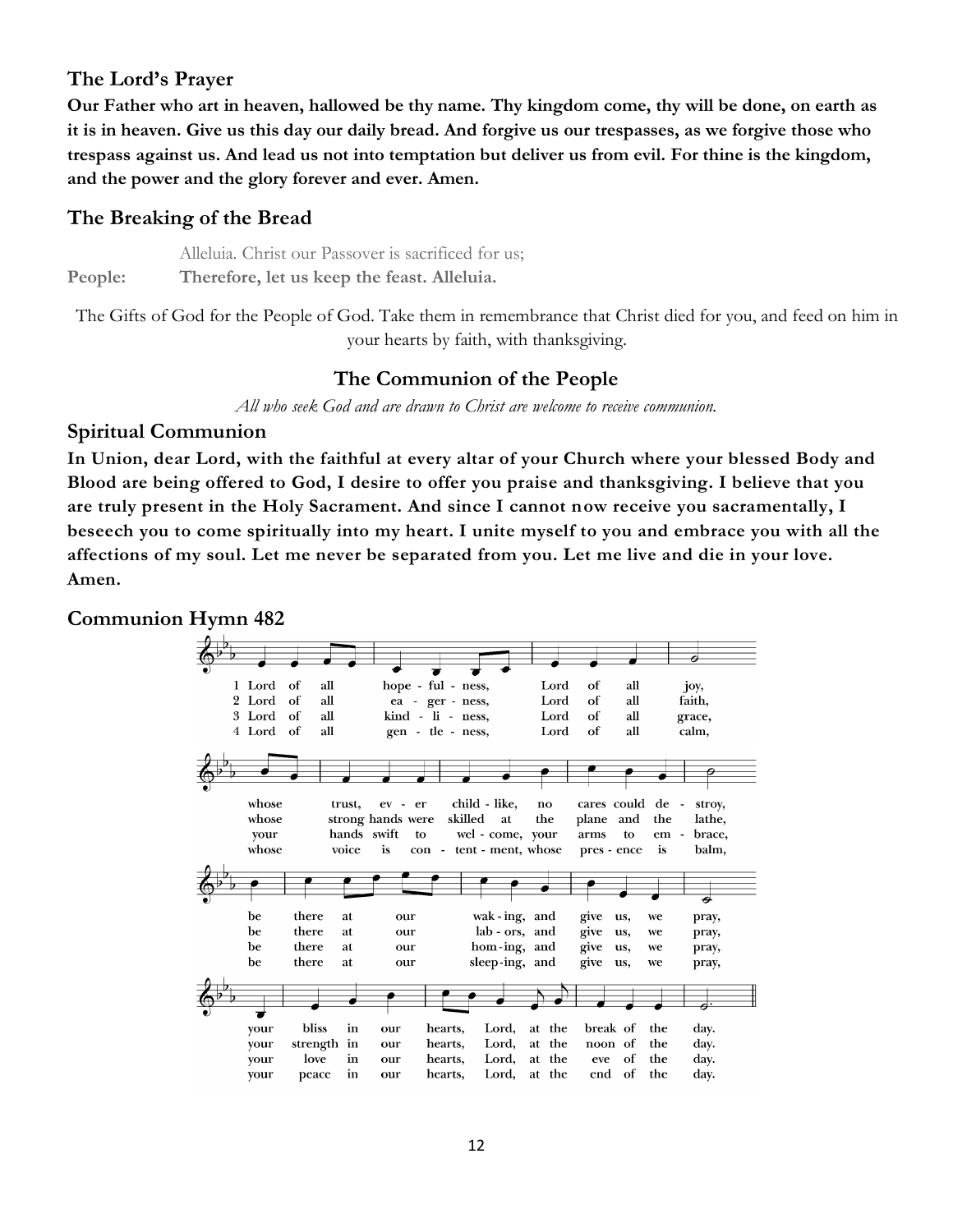## The Lord's Prayer

**Our Father who art in heaven, hallowed be thy name. Thy kingdom come, thy will be done, on earth as it is in heaven. Give us this day our daily bread. And forgive us our trespasses, as we forgive those who trespass against us. And lead us not into temptation but deliver us from evil. For thine is the kingdom, and the power and the glory forever and ever. Amen.**

## The Breaking of the Bread

Alleluia. Christ our Passover is sacrificed for us;

**People: Therefore, let us keep the feast. Alleluia.**

The Gifts of God for the People of God. Take them in remembrance that Christ died for you, and feed on him in your hearts by faith, with thanksgiving.

### The Communion of the People

*All who seek God and are drawn to Christ are welcome to receive communion.*

## Spiritual Communion

**In Union, dear Lord, with the faithful at every altar of your Church where your blessed Body and Blood are being offered to God, I desire to offer you praise and thanksgiving. I believe that you are truly present in the Holy Sacrament. And since I cannot now receive you sacramentally, I beseech you to come spiritually into my heart. I unite myself to you and embrace you with all the affections of my soul. Let me never be separated from you. Let me live and die in your love. Amen.**

## Communion Hymn 482

1 Lord of all hopefulness, Lord of all joy, whose trust, ever child-like, no cares could destroy, be there at our waking, and give us, we pray, your bliss in our hearts, Lord, at the break of the day.

2 Lord of all eagerness, Lord of all faith, whose strong hands were skilled at the plane and the lathe, be there at our labors, and give us, we pray, your strength in our hearts, Lord, at the noon of the day.

3 Lord of all kindliness, Lord of all grace, your hands swift to welcome, your arms to embrace, be there at our homing, and give us, we pray, your love in our hearts, Lord, at the eve of the day.

4 Lord of all gentleness, Lord of all calm, whose voice is contentment, whose presence is balm, be there at our sleeping, and give us, we pray, your peace in our hearts, Lord, at the end of the day.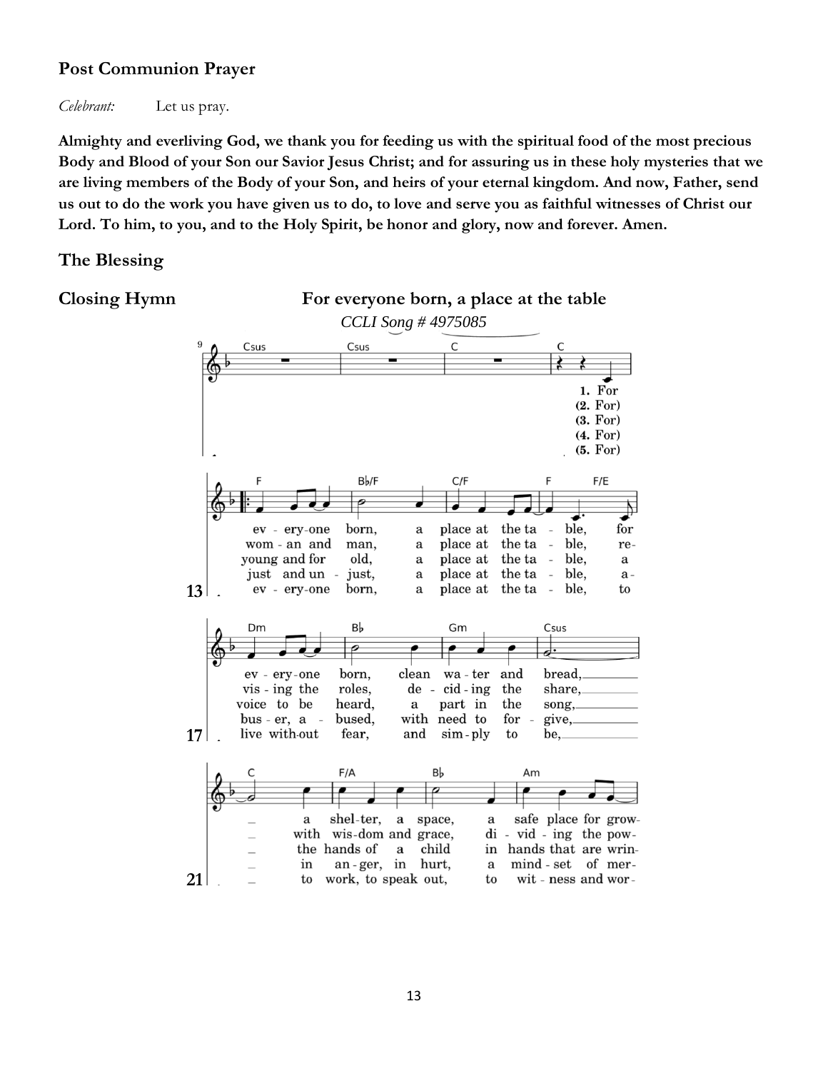## Post Communion Prayer

*Celebrant:* Let us pray.

**Almighty and everliving God, we thank you for feeding us with the spiritual food of the most precious Body and Blood of your Son our Savior Jesus Christ; and for assuring us in these holy mysteries that we are living members of the Body of your Son, and heirs of your eternal kingdom. And now, Father, send us out to do the work you have given us to do, to love and serve you as faithful witnesses of Christ our Lord. To him, to you, and to the Holy Spirit, be honor and glory, now and forever. Amen.**

## The Blessing

## Closing Hymn **For everyone born, a place at the table**

*CCLI Song # 4975085*

1. For everyone born, a place at the table, for everyone born, clean water and bread, a shelter, a space, a safe place for grow-

2. For woman and man, a place at the table, revising the roles, deciding the share, with wisdom and grace, dividing the pow-

3. For young and for old, a place at the table, a voice to be heard, a part in the song, the hands of a child in hands that are wrin-

4. For just and unjust, a place at the table, abuser, abused, with need to forgive, in anger, in hurt, a mind-set of mer-

5. For everyone born, a place at the table, to live without fear, and simply to be, to work, to speak out, to witness and wor-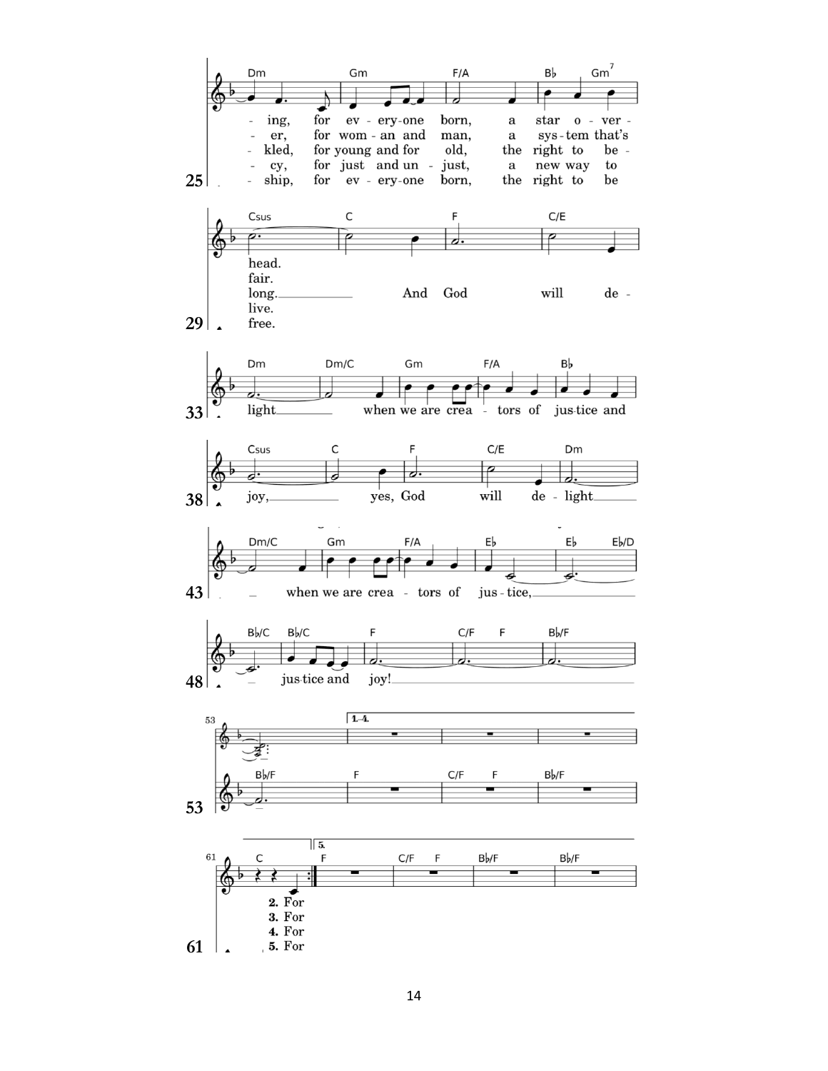25

Dm Gm F/A B♭ Gm7

- ing, for ev - ery-one born, a star o - ver -
- er, for wom - an and man, a sys - tem that's
- kled, for young and for old, the right to be -
- cy, for just and un - just, a new way to
- ship, for ev - ery-one born, the right to be

29

Csus C F C/E

head.
fair.
long. And God will de -
live.
free.

33

Dm Dm/C Gm F/A B♭

light when we are crea - tors of jus-tice and

38

Csus C F C/E Dm

joy, yes, God will de - light

43

Dm/C Gm F/A E♭ E♭ E♭/D

when we are crea - tors of jus - tice,

48

B♭/C B♭/C F C/F F B♭/F

jus-tice and joy!

53

B♭/F F C/F F B♭/F

1.-4.

61

C F C/F F B♭/F B♭/F

5.

2. For
3. For
4. For
5. For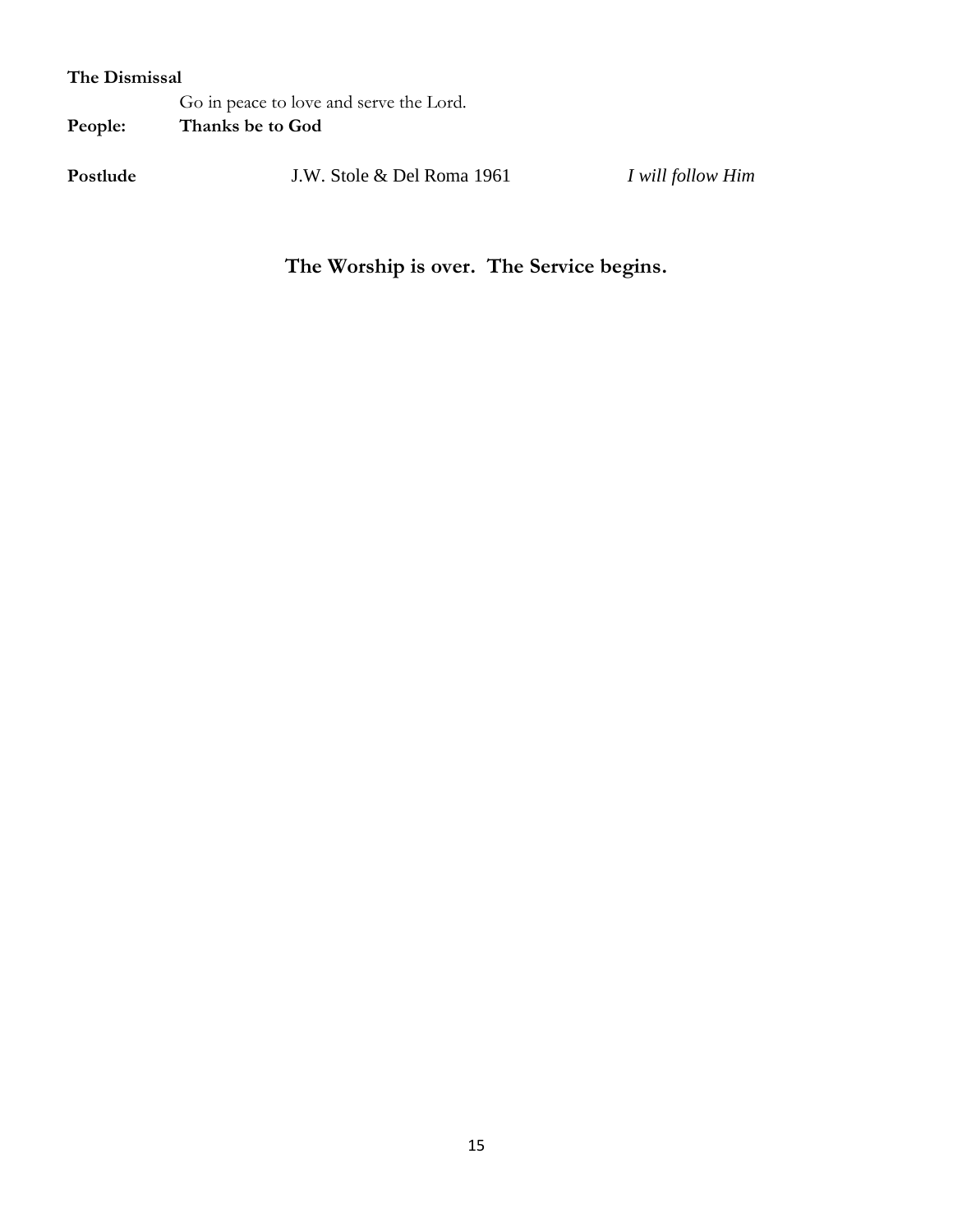**The Dismissal**

Go in peace to love and serve the Lord.

**People:** **Thanks be to God**

**Postlude** J.W. Stole & Del Roma 1961 *I will follow Him*

**The Worship is over. The Service begins.**